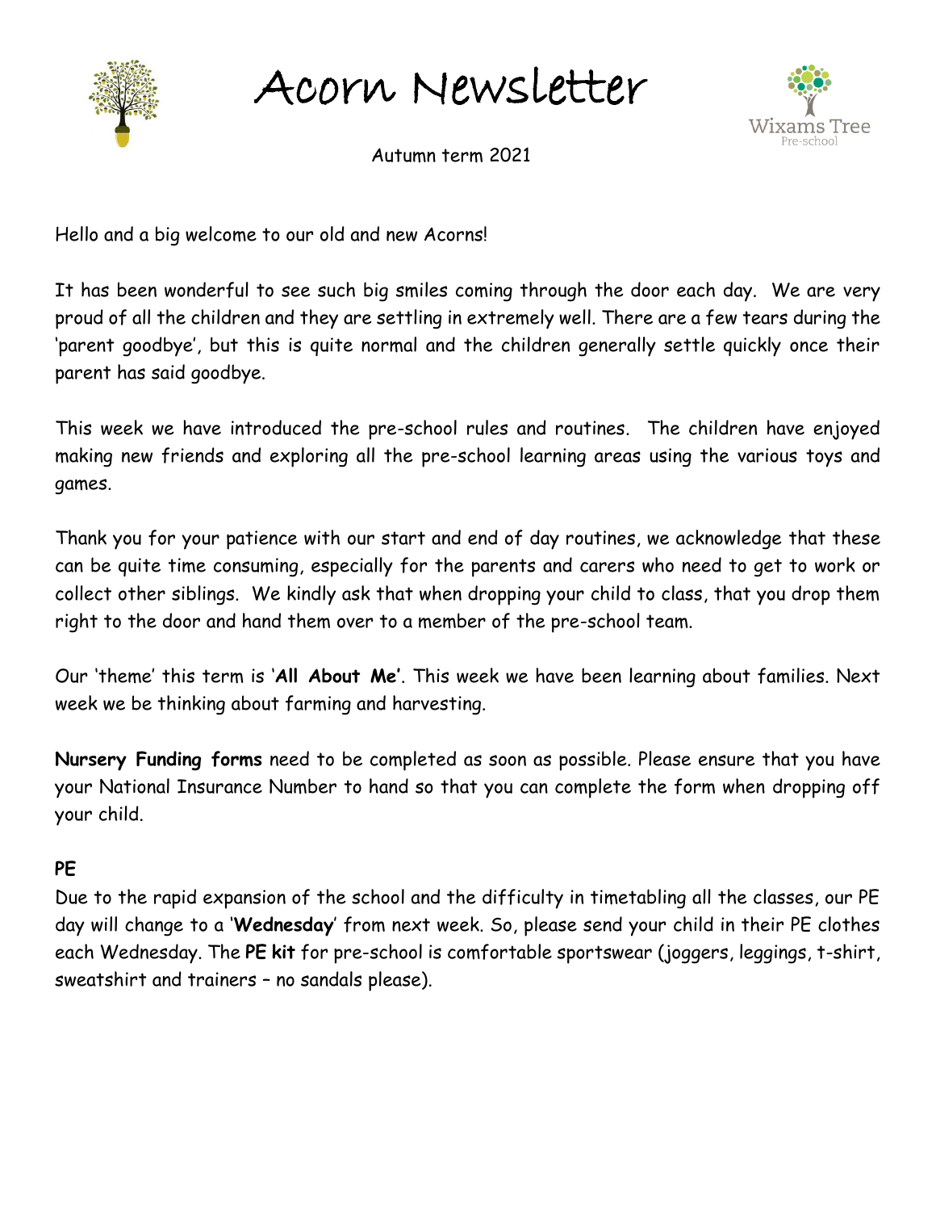# Acorn Newsletter

Wixams Tree Pre-school

Autumn term 2021

Hello and a big welcome to our old and new Acorns!

It has been wonderful to see such big smiles coming through the door each day. We are very proud of all the children and they are settling in extremely well. There are a few tears during the 'parent goodbye', but this is quite normal and the children generally settle quickly once their parent has said goodbye.

This week we have introduced the pre-school rules and routines. The children have enjoyed making new friends and exploring all the pre-school learning areas using the various toys and games.

Thank you for your patience with our start and end of day routines, we acknowledge that these can be quite time consuming, especially for the parents and carers who need to get to work or collect other siblings. We kindly ask that when dropping your child to class, that you drop them right to the door and hand them over to a member of the pre-school team.

Our 'theme' this term is '**All About Me'**. This week we have been learning about families. Next week we be thinking about farming and harvesting.

**Nursery Funding forms** need to be completed as soon as possible. Please ensure that you have your National Insurance Number to hand so that you can complete the form when dropping off your child.

**PE**

Due to the rapid expansion of the school and the difficulty in timetabling all the classes, our PE day will change to a '**Wednesday**' from next week. So, please send your child in their PE clothes each Wednesday. The **PE kit** for pre-school is comfortable sportswear (joggers, leggings, t-shirt, sweatshirt and trainers – no sandals please).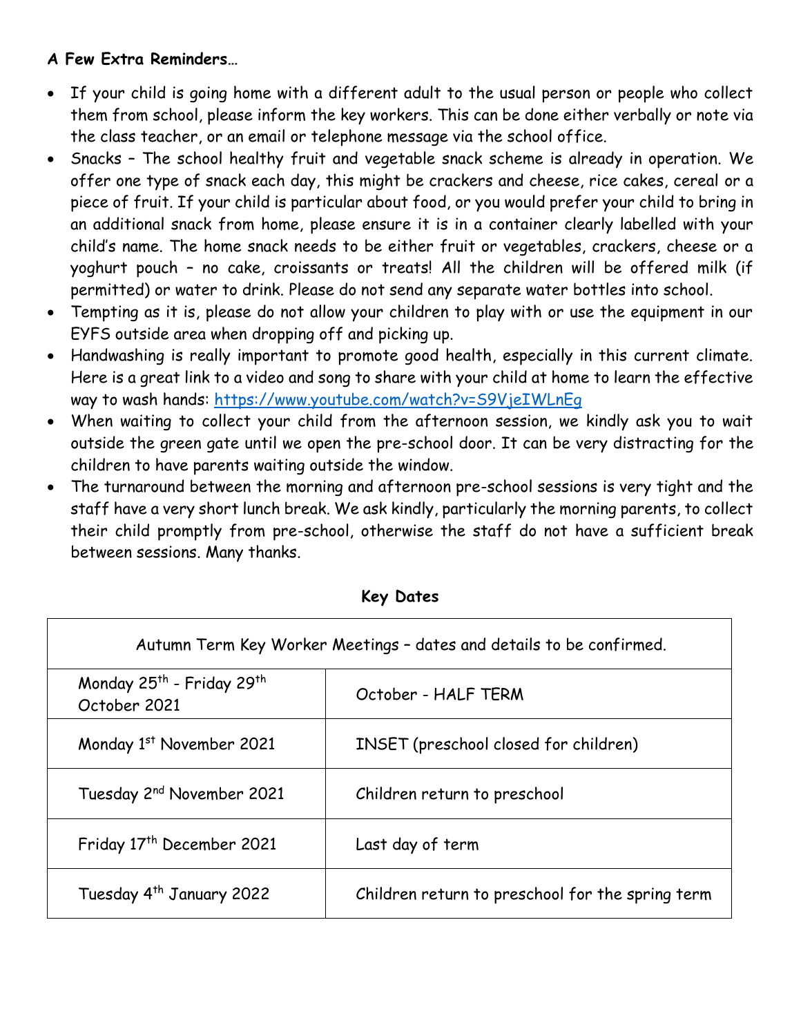**A Few Extra Reminders…**

- If your child is going home with a different adult to the usual person or people who collect them from school, please inform the key workers. This can be done either verbally or note via the class teacher, or an email or telephone message via the school office.
- Snacks – The school healthy fruit and vegetable snack scheme is already in operation. We offer one type of snack each day, this might be crackers and cheese, rice cakes, cereal or a piece of fruit. If your child is particular about food, or you would prefer your child to bring in an additional snack from home, please ensure it is in a container clearly labelled with your child's name. The home snack needs to be either fruit or vegetables, crackers, cheese or a yoghurt pouch – no cake, croissants or treats! All the children will be offered milk (if permitted) or water to drink. Please do not send any separate water bottles into school.
- Tempting as it is, please do not allow your children to play with or use the equipment in our EYFS outside area when dropping off and picking up.
- Handwashing is really important to promote good health, especially in this current climate. Here is a great link to a video and song to share with your child at home to learn the effective way to wash hands: https://www.youtube.com/watch?v=S9VjeIWLnEg
- When waiting to collect your child from the afternoon session, we kindly ask you to wait outside the green gate until we open the pre-school door. It can be very distracting for the children to have parents waiting outside the window.
- The turnaround between the morning and afternoon pre-school sessions is very tight and the staff have a very short lunch break. We ask kindly, particularly the morning parents, to collect their child promptly from pre-school, otherwise the staff do not have a sufficient break between sessions. Many thanks.

**Key Dates**

| Autumn Term Key Worker Meetings – dates and details to be confirmed. | |
|---|---|
| Monday 25th - Friday 29th October 2021 | October - HALF TERM |
| Monday 1st November 2021 | INSET (preschool closed for children) |
| Tuesday 2nd November 2021 | Children return to preschool |
| Friday 17th December 2021 | Last day of term |
| Tuesday 4th January 2022 | Children return to preschool for the spring term |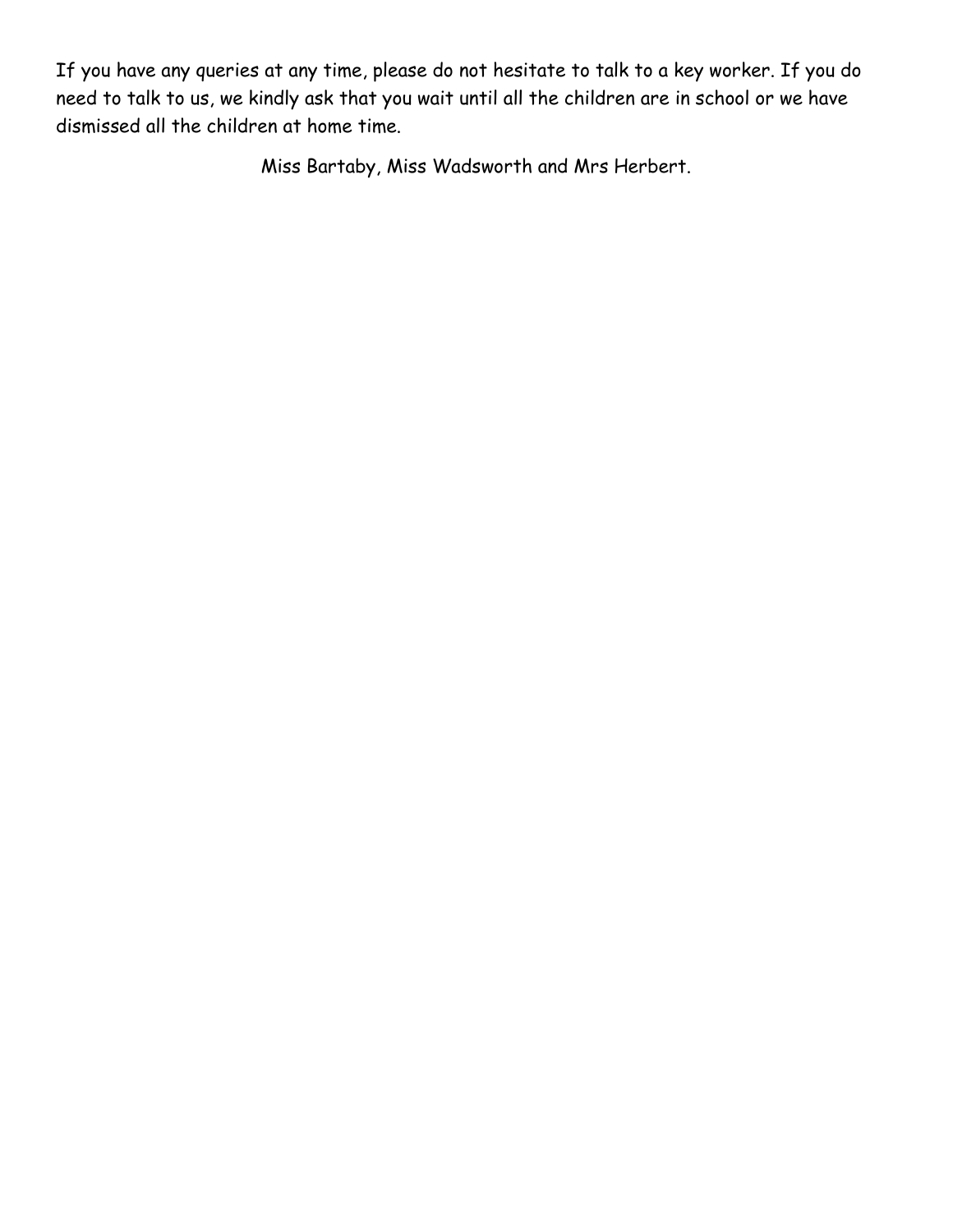If you have any queries at any time, please do not hesitate to talk to a key worker. If you do need to talk to us, we kindly ask that you wait until all the children are in school or we have dismissed all the children at home time.

Miss Bartaby, Miss Wadsworth and Mrs Herbert.